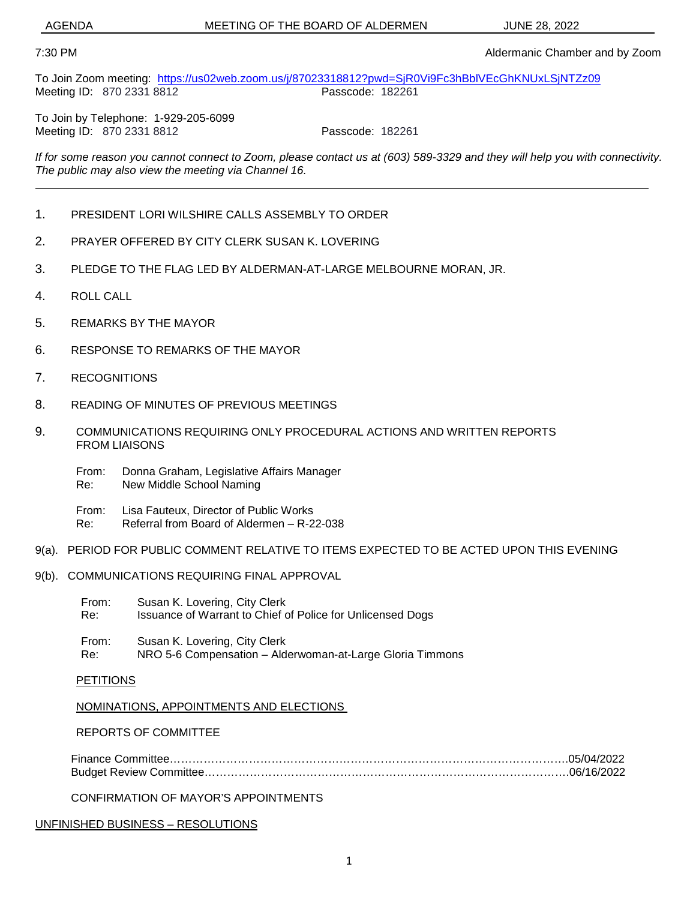AGENDA MEETING OF THE BOARD OF ALDERMEN JUNE 28, 2022

7:30 PM Aldermanic Chamber and by Zoom

To Join Zoom meeting: https://us02web.zoom.us/j/87023318812?pwd=SjR0Vi9Fc3hBblVEcGhKNUxLSjNTZz09
Meeting ID: 870 2331 8812 Passcode: 182261

To Join by Telephone: 1-929-205-6099
Meeting ID: 870 2331 8812 Passcode: 182261

*If for some reason you cannot connect to Zoom, please contact us at (603) 589-3329 and they will help you with connectivity. The public may also view the meeting via Channel 16.*

---

1. PRESIDENT LORI WILSHIRE CALLS ASSEMBLY TO ORDER

2. PRAYER OFFERED BY CITY CLERK SUSAN K. LOVERING

3. PLEDGE TO THE FLAG LED BY ALDERMAN-AT-LARGE MELBOURNE MORAN, JR.

4. ROLL CALL

5. REMARKS BY THE MAYOR

6. RESPONSE TO REMARKS OF THE MAYOR

7. RECOGNITIONS

8. READING OF MINUTES OF PREVIOUS MEETINGS

9. COMMUNICATIONS REQUIRING ONLY PROCEDURAL ACTIONS AND WRITTEN REPORTS FROM LIAISONS

   From: Donna Graham, Legislative Affairs Manager
   Re: New Middle School Naming

   From: Lisa Fauteux, Director of Public Works
   Re: Referral from Board of Aldermen – R-22-038

9(a). PERIOD FOR PUBLIC COMMENT RELATIVE TO ITEMS EXPECTED TO BE ACTED UPON THIS EVENING

9(b). COMMUNICATIONS REQUIRING FINAL APPROVAL

   From: Susan K. Lovering, City Clerk
   Re: Issuance of Warrant to Chief of Police for Unlicensed Dogs

   From: Susan K. Lovering, City Clerk
   Re: NRO 5-6 Compensation – Alderwoman-at-Large Gloria Timmons

<u>PETITIONS</u>

<u>NOMINATIONS, APPOINTMENTS AND ELECTIONS</u>

REPORTS OF COMMITTEE

Finance Committee……………………………………………………………………………………………05/04/2022
Budget Review Committee…………………………………………………………………………………06/16/2022

CONFIRMATION OF MAYOR'S APPOINTMENTS

<u>UNFINISHED BUSINESS – RESOLUTIONS</u>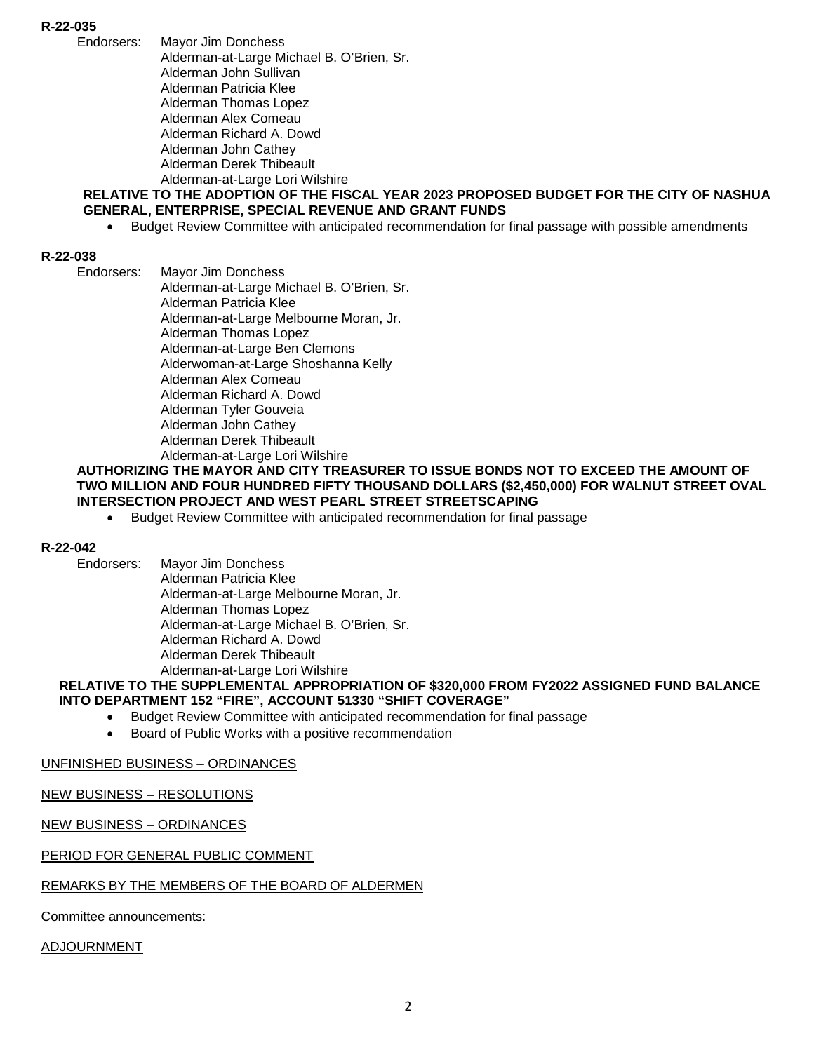**R-22-035**

Endorsers: Mayor Jim Donchess
Alderman-at-Large Michael B. O'Brien, Sr.
Alderman John Sullivan
Alderman Patricia Klee
Alderman Thomas Lopez
Alderman Alex Comeau
Alderman Richard A. Dowd
Alderman John Cathey
Alderman Derek Thibeault
Alderman-at-Large Lori Wilshire

**RELATIVE TO THE ADOPTION OF THE FISCAL YEAR 2023 PROPOSED BUDGET FOR THE CITY OF NASHUA GENERAL, ENTERPRISE, SPECIAL REVENUE AND GRANT FUNDS**

- Budget Review Committee with anticipated recommendation for final passage with possible amendments

**R-22-038**

Endorsers: Mayor Jim Donchess
Alderman-at-Large Michael B. O'Brien, Sr.
Alderman Patricia Klee
Alderman-at-Large Melbourne Moran, Jr.
Alderman Thomas Lopez
Alderman-at-Large Ben Clemons
Alderwoman-at-Large Shoshanna Kelly
Alderman Alex Comeau
Alderman Richard A. Dowd
Alderman Tyler Gouveia
Alderman John Cathey
Alderman Derek Thibeault
Alderman-at-Large Lori Wilshire

**AUTHORIZING THE MAYOR AND CITY TREASURER TO ISSUE BONDS NOT TO EXCEED THE AMOUNT OF TWO MILLION AND FOUR HUNDRED FIFTY THOUSAND DOLLARS ($2,450,000) FOR WALNUT STREET OVAL INTERSECTION PROJECT AND WEST PEARL STREET STREETSCAPING**

- Budget Review Committee with anticipated recommendation for final passage

**R-22-042**

Endorsers: Mayor Jim Donchess
Alderman Patricia Klee
Alderman-at-Large Melbourne Moran, Jr.
Alderman Thomas Lopez
Alderman-at-Large Michael B. O'Brien, Sr.
Alderman Richard A. Dowd
Alderman Derek Thibeault
Alderman-at-Large Lori Wilshire

**RELATIVE TO THE SUPPLEMENTAL APPROPRIATION OF $320,000 FROM FY2022 ASSIGNED FUND BALANCE INTO DEPARTMENT 152 "FIRE", ACCOUNT 51330 "SHIFT COVERAGE"**

- Budget Review Committee with anticipated recommendation for final passage
- Board of Public Works with a positive recommendation

UNFINISHED BUSINESS – ORDINANCES

NEW BUSINESS – RESOLUTIONS

NEW BUSINESS – ORDINANCES

PERIOD FOR GENERAL PUBLIC COMMENT

REMARKS BY THE MEMBERS OF THE BOARD OF ALDERMEN

Committee announcements:

ADJOURNMENT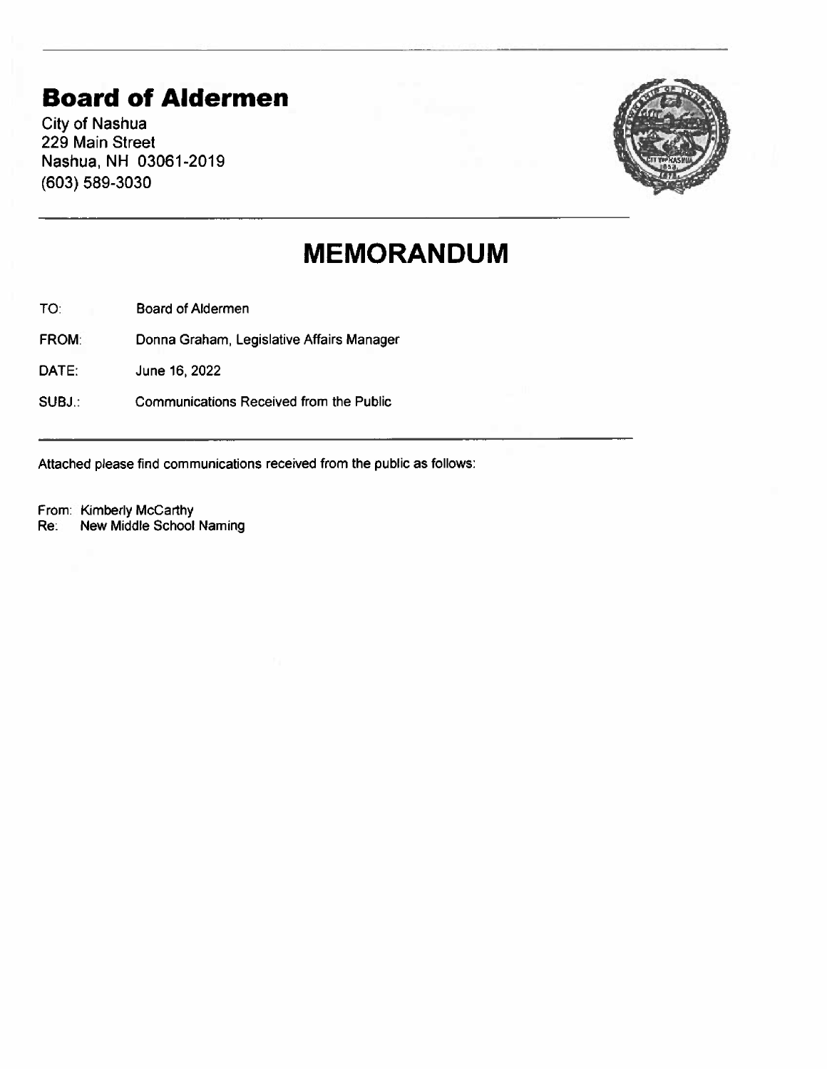# Board of Aldermen

City of Nashua
229 Main Street
Nashua, NH 03061-2019
(603) 589-3030

## MEMORANDUM

TO: Board of Aldermen

FROM: Donna Graham, Legislative Affairs Manager

DATE: June 16, 2022

SUBJ.: Communications Received from the Public

Attached please find communications received from the public as follows:

From: Kimberly McCarthy
Re: New Middle School Naming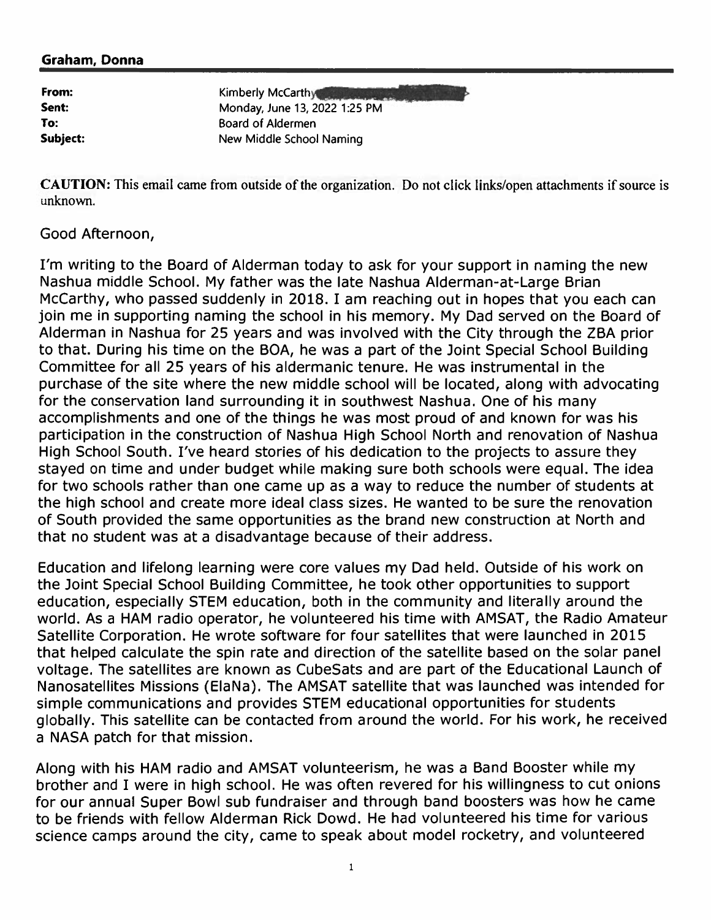**Graham, Donna**

| | |
|---|---|
| **From:** | Kimberly McCarthy |
| **Sent:** | Monday, June 13, 2022 1:25 PM |
| **To:** | Board of Aldermen |
| **Subject:** | New Middle School Naming |

**CAUTION:** This email came from outside of the organization. Do not click links/open attachments if source is unknown.

Good Afternoon,

I'm writing to the Board of Alderman today to ask for your support in naming the new Nashua middle School. My father was the late Nashua Alderman-at-Large Brian McCarthy, who passed suddenly in 2018. I am reaching out in hopes that you each can join me in supporting naming the school in his memory. My Dad served on the Board of Alderman in Nashua for 25 years and was involved with the City through the ZBA prior to that. During his time on the BOA, he was a part of the Joint Special School Building Committee for all 25 years of his aldermanic tenure. He was instrumental in the purchase of the site where the new middle school will be located, along with advocating for the conservation land surrounding it in southwest Nashua. One of his many accomplishments and one of the things he was most proud of and known for was his participation in the construction of Nashua High School North and renovation of Nashua High School South. I've heard stories of his dedication to the projects to assure they stayed on time and under budget while making sure both schools were equal. The idea for two schools rather than one came up as a way to reduce the number of students at the high school and create more ideal class sizes. He wanted to be sure the renovation of South provided the same opportunities as the brand new construction at North and that no student was at a disadvantage because of their address.

Education and lifelong learning were core values my Dad held. Outside of his work on the Joint Special School Building Committee, he took other opportunities to support education, especially STEM education, both in the community and literally around the world. As a HAM radio operator, he volunteered his time with AMSAT, the Radio Amateur Satellite Corporation. He wrote software for four satellites that were launched in 2015 that helped calculate the spin rate and direction of the satellite based on the solar panel voltage. The satellites are known as CubeSats and are part of the Educational Launch of Nanosatellites Missions (ElaNa). The AMSAT satellite that was launched was intended for simple communications and provides STEM educational opportunities for students globally. This satellite can be contacted from around the world. For his work, he received a NASA patch for that mission.

Along with his HAM radio and AMSAT volunteerism, he was a Band Booster while my brother and I were in high school. He was often revered for his willingness to cut onions for our annual Super Bowl sub fundraiser and through band boosters was how he came to be friends with fellow Alderman Rick Dowd. He had volunteered his time for various science camps around the city, came to speak about model rocketry, and volunteered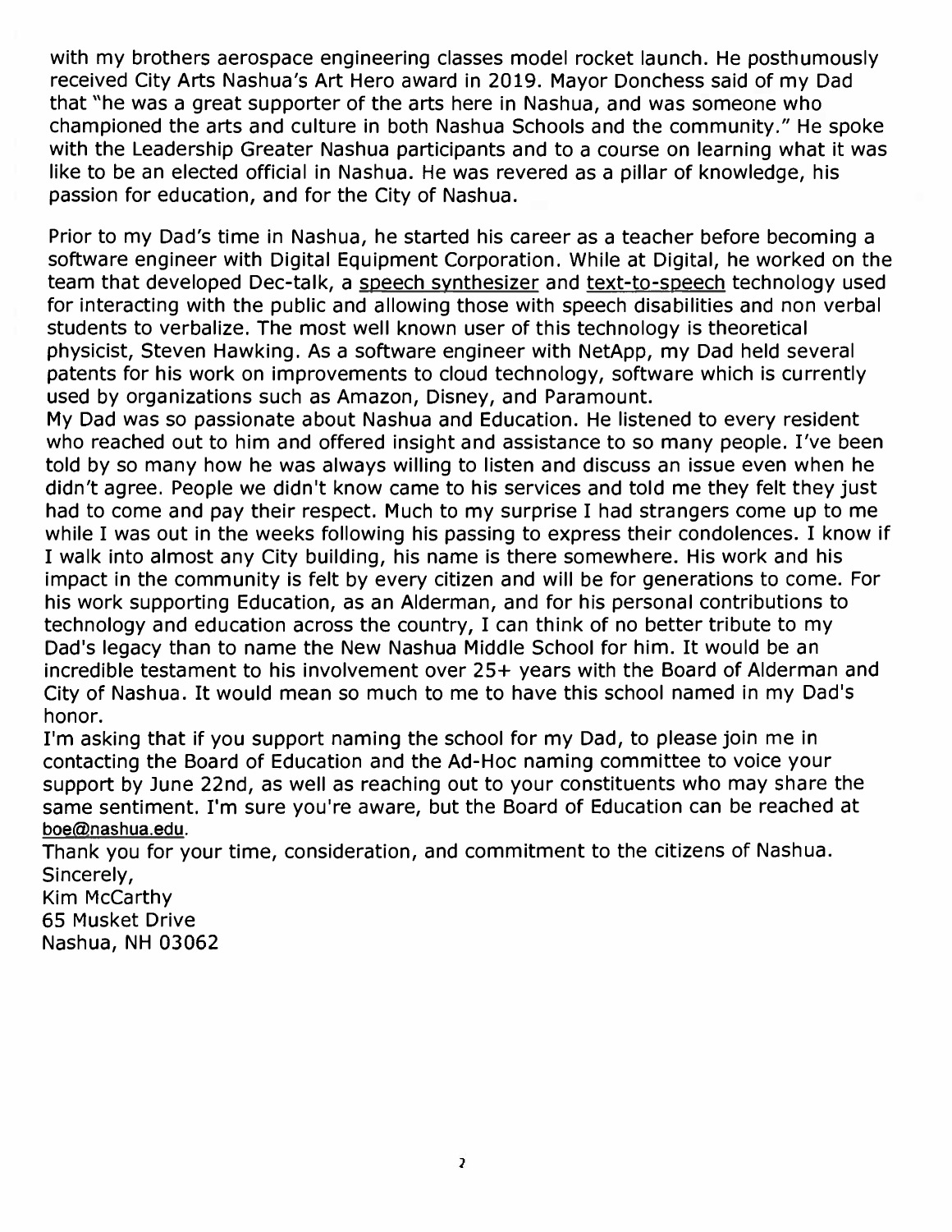with my brothers aerospace engineering classes model rocket launch. He posthumously received City Arts Nashua's Art Hero award in 2019. Mayor Donchess said of my Dad that "he was a great supporter of the arts here in Nashua, and was someone who championed the arts and culture in both Nashua Schools and the community." He spoke with the Leadership Greater Nashua participants and to a course on learning what it was like to be an elected official in Nashua. He was revered as a pillar of knowledge, his passion for education, and for the City of Nashua.

Prior to my Dad's time in Nashua, he started his career as a teacher before becoming a software engineer with Digital Equipment Corporation. While at Digital, he worked on the team that developed Dec-talk, a speech synthesizer and text-to-speech technology used for interacting with the public and allowing those with speech disabilities and non verbal students to verbalize. The most well known user of this technology is theoretical physicist, Steven Hawking. As a software engineer with NetApp, my Dad held several patents for his work on improvements to cloud technology, software which is currently used by organizations such as Amazon, Disney, and Paramount.
My Dad was so passionate about Nashua and Education. He listened to every resident who reached out to him and offered insight and assistance to so many people. I've been told by so many how he was always willing to listen and discuss an issue even when he didn't agree. People we didn't know came to his services and told me they felt they just had to come and pay their respect. Much to my surprise I had strangers come up to me while I was out in the weeks following his passing to express their condolences. I know if I walk into almost any City building, his name is there somewhere. His work and his impact in the community is felt by every citizen and will be for generations to come. For his work supporting Education, as an Alderman, and for his personal contributions to technology and education across the country, I can think of no better tribute to my Dad's legacy than to name the New Nashua Middle School for him. It would be an incredible testament to his involvement over 25+ years with the Board of Alderman and City of Nashua. It would mean so much to me to have this school named in my Dad's honor.
I'm asking that if you support naming the school for my Dad, to please join me in contacting the Board of Education and the Ad-Hoc naming committee to voice your support by June 22nd, as well as reaching out to your constituents who may share the same sentiment. I'm sure you're aware, but the Board of Education can be reached at boe@nashua.edu.
Thank you for your time, consideration, and commitment to the citizens of Nashua.
Sincerely,
Kim McCarthy
65 Musket Drive
Nashua, NH 03062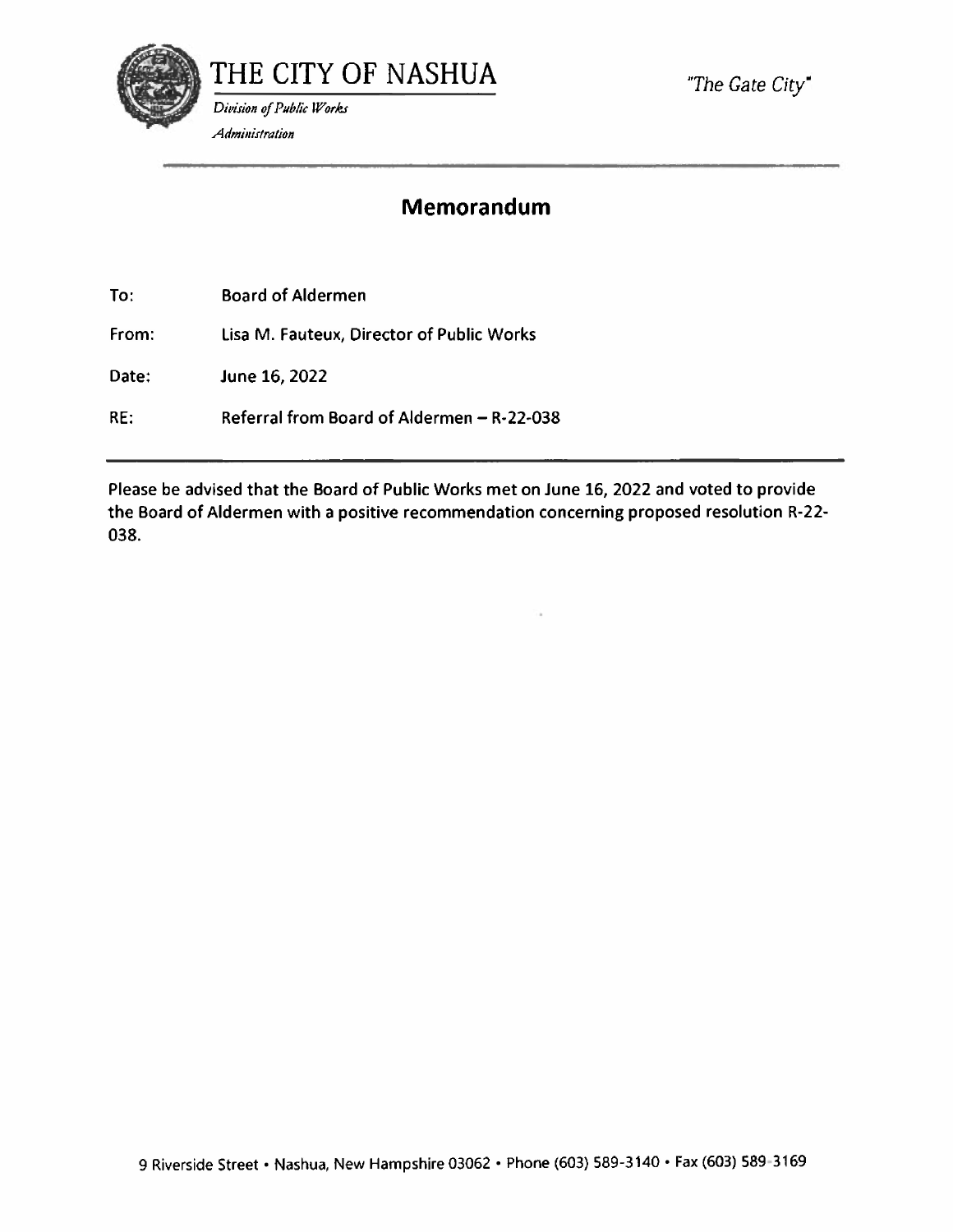# THE CITY OF NASHUA

*"The Gate City"*

*Division of Public Works*

*Administration*

## Memorandum

| | |
|---|---|
| To: | Board of Aldermen |
| From: | Lisa M. Fauteux, Director of Public Works |
| Date: | June 16, 2022 |
| RE: | Referral from Board of Aldermen – R-22-038 |

Please be advised that the Board of Public Works met on June 16, 2022 and voted to provide the Board of Aldermen with a positive recommendation concerning proposed resolution R-22-038.

9 Riverside Street • Nashua, New Hampshire 03062 • Phone (603) 589-3140 • Fax (603) 589-3169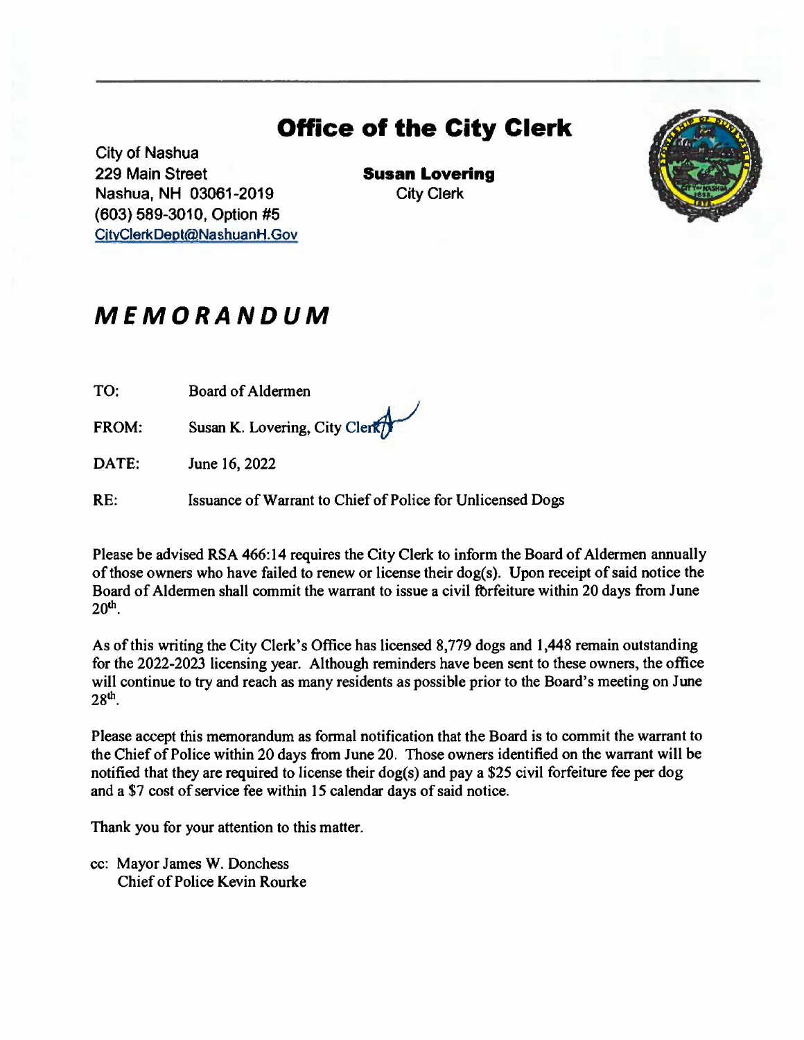# Office of the City Clerk

City of Nashua
229 Main Street
Nashua, NH 03061-2019
(603) 589-3010, Option #5
CityClerkDept@NashuanH.Gov

**Susan Lovering**
City Clerk

## *MEMORANDUM*

TO: Board of Aldermen

FROM: Susan K. Lovering, City Clerk

DATE: June 16, 2022

RE: Issuance of Warrant to Chief of Police for Unlicensed Dogs

Please be advised RSA 466:14 requires the City Clerk to inform the Board of Aldermen annually of those owners who have failed to renew or license their dog(s). Upon receipt of said notice the Board of Aldermen shall commit the warrant to issue a civil forfeiture within 20 days from June 20th.

As of this writing the City Clerk's Office has licensed 8,779 dogs and 1,448 remain outstanding for the 2022-2023 licensing year. Although reminders have been sent to these owners, the office will continue to try and reach as many residents as possible prior to the Board's meeting on June 28th.

Please accept this memorandum as formal notification that the Board is to commit the warrant to the Chief of Police within 20 days from June 20. Those owners identified on the warrant will be notified that they are required to license their dog(s) and pay a $25 civil forfeiture fee per dog and a $7 cost of service fee within 15 calendar days of said notice.

Thank you for your attention to this matter.

cc: Mayor James W. Donchess
Chief of Police Kevin Rourke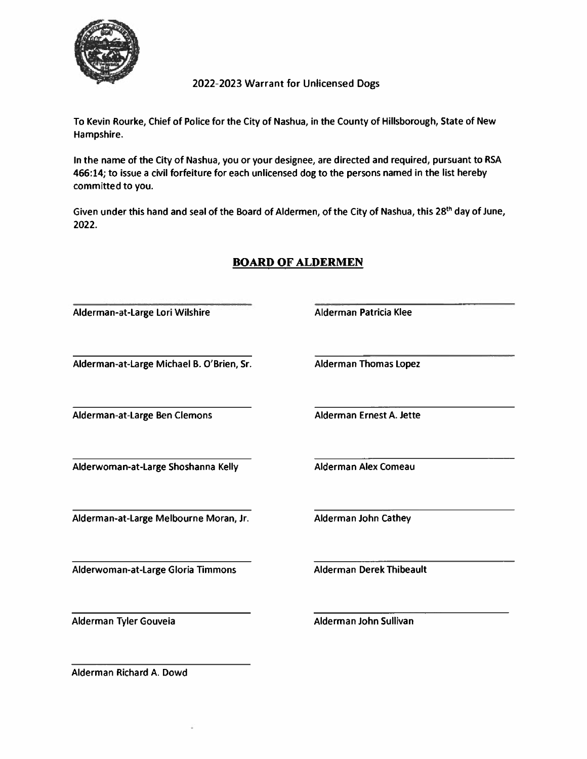## 2022-2023 Warrant for Unlicensed Dogs

To Kevin Rourke, Chief of Police for the City of Nashua, in the County of Hillsborough, State of New Hampshire.

In the name of the City of Nashua, you or your designee, are directed and required, pursuant to RSA 466:14; to issue a civil forfeiture for each unlicensed dog to the persons named in the list hereby committed to you.

Given under this hand and seal of the Board of Aldermen, of the City of Nashua, this 28th day of June, 2022.

## BOARD OF ALDERMEN

Alderman-at-Large Lori Wilshire

Alderman Patricia Klee

Alderman-at-Large Michael B. O'Brien, Sr.

Alderman Thomas Lopez

Alderman-at-Large Ben Clemons

Alderman Ernest A. Jette

Alderwoman-at-Large Shoshanna Kelly

Alderman Alex Comeau

Alderman-at-Large Melbourne Moran, Jr.

Alderman John Cathey

Alderwoman-at-Large Gloria Timmons

Alderman Derek Thibeault

Alderman Tyler Gouveia

Alderman John Sullivan

Alderman Richard A. Dowd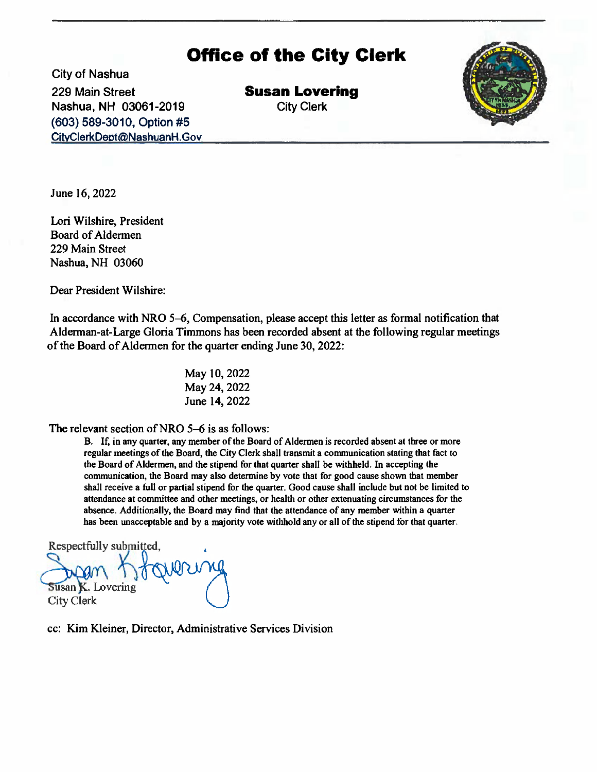# Office of the City Clerk

City of Nashua
229 Main Street
Nashua, NH 03061-2019
(603) 589-3010, Option #5
CityClerkDept@NashuaNH.Gov

**Susan Lovering**
City Clerk

June 16, 2022

Lori Wilshire, President
Board of Aldermen
229 Main Street
Nashua, NH 03060

Dear President Wilshire:

In accordance with NRO 5–6, Compensation, please accept this letter as formal notification that Alderman-at-Large Gloria Timmons has been recorded absent at the following regular meetings of the Board of Aldermen for the quarter ending June 30, 2022:

May 10, 2022
May 24, 2022
June 14, 2022

The relevant section of NRO 5–6 is as follows:

> B. If, in any quarter, any member of the Board of Aldermen is recorded absent at three or more regular meetings of the Board, the City Clerk shall transmit a communication stating that fact to the Board of Aldermen, and the stipend for that quarter shall be withheld. In accepting the communication, the Board may also determine by vote that for good cause shown that member shall receive a full or partial stipend for the quarter. Good cause shall include but not be limited to attendance at committee and other meetings, or health or other extenuating circumstances for the absence. Additionally, the Board may find that the attendance of any member within a quarter has been unacceptable and by a majority vote withhold any or all of the stipend for that quarter.

Respectfully submitted,

Susan K. Lovering
City Clerk

cc: Kim Kleiner, Director, Administrative Services Division